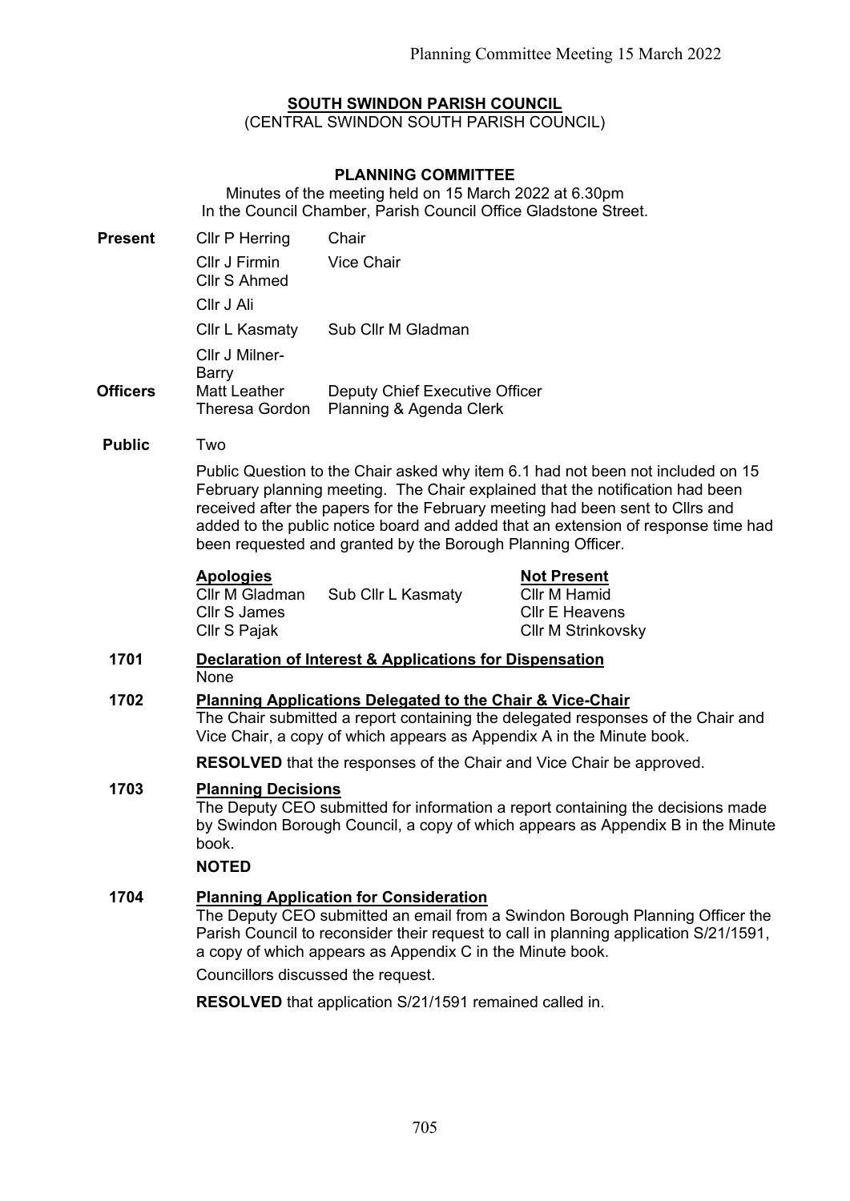**SOUTH SWINDON PARISH COUNCIL**
(CENTRAL SWINDON SOUTH PARISH COUNCIL)

**PLANNING COMMITTEE**

Minutes of the meeting held on 15 March 2022 at 6.30pm
In the Council Chamber, Parish Council Office Gladstone Street.

| | | |
|---|---|---|
| **Present** | Cllr P Herring | Chair |
| | Cllr J Firmin | Vice Chair |
| | Cllr S Ahmed | |
| | Cllr J Ali | |
| | Cllr L Kasmaty | Sub Cllr M Gladman |
| | Cllr J Milner-Barry | |
| **Officers** | Matt Leather | Deputy Chief Executive Officer |
| | Theresa Gordon | Planning & Agenda Clerk |

**Public** Two

Public Question to the Chair asked why item 6.1 had not been not included on 15 February planning meeting. The Chair explained that the notification had been received after the papers for the February meeting had been sent to Cllrs and added to the public notice board and added that an extension of response time had been requested and granted by the Borough Planning Officer.

| **Apologies** | | **Not Present** |
|---|---|---|
| Cllr M Gladman | Sub Cllr L Kasmaty | Cllr M Hamid |
| Cllr S James | | Cllr E Heavens |
| Cllr S Pajak | | Cllr M Strinkovsky |

**1701 Declaration of Interest & Applications for Dispensation**

None

**1702 Planning Applications Delegated to the Chair & Vice-Chair**

The Chair submitted a report containing the delegated responses of the Chair and Vice Chair, a copy of which appears as Appendix A in the Minute book.

**RESOLVED** that the responses of the Chair and Vice Chair be approved.

**1703 Planning Decisions**

The Deputy CEO submitted for information a report containing the decisions made by Swindon Borough Council, a copy of which appears as Appendix B in the Minute book.

**NOTED**

**1704 Planning Application for Consideration**

The Deputy CEO submitted an email from a Swindon Borough Planning Officer the Parish Council to reconsider their request to call in planning application S/21/1591, a copy of which appears as Appendix C in the Minute book.

Councillors discussed the request.

**RESOLVED** that application S/21/1591 remained called in.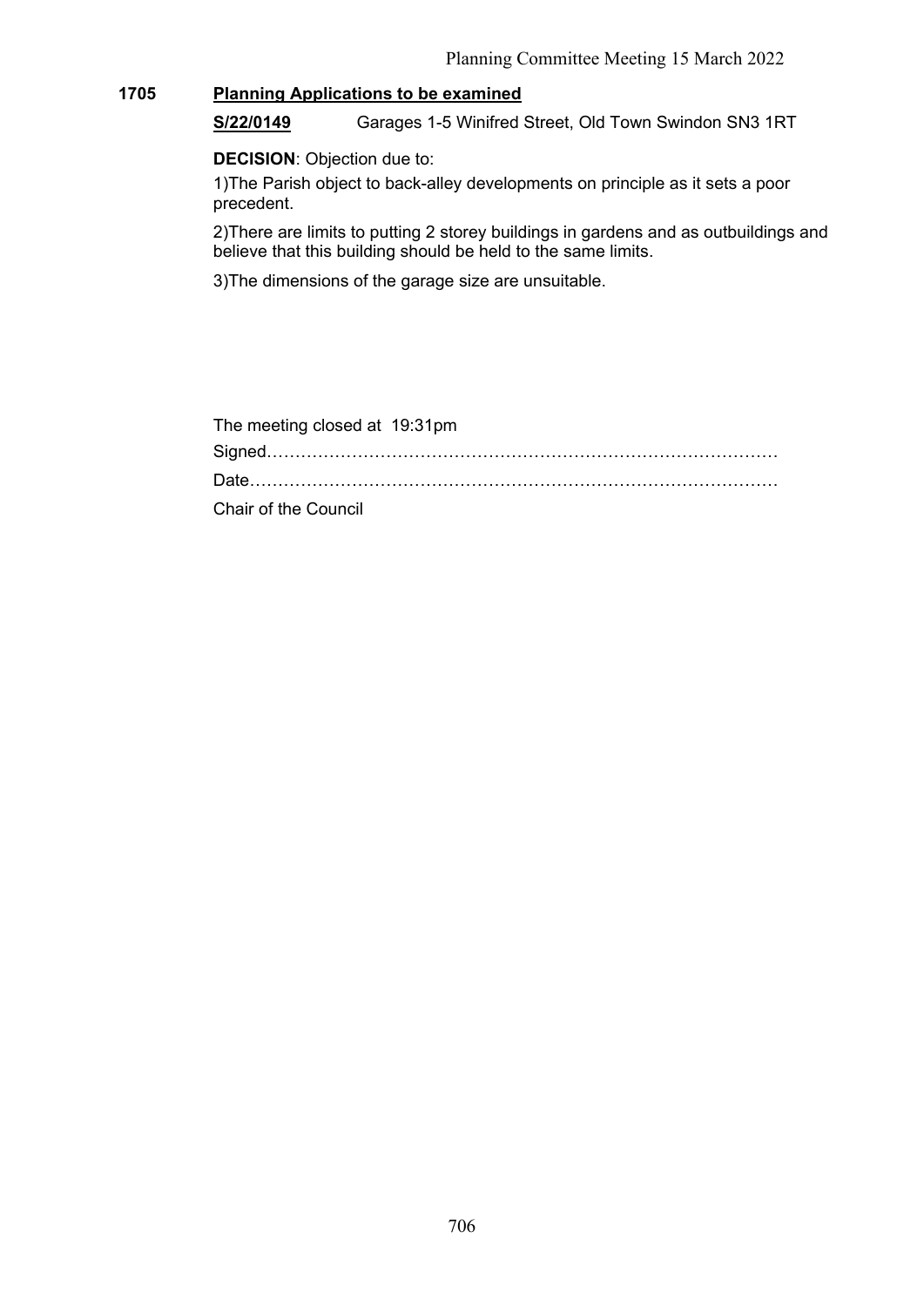## 1705 Planning Applications to be examined

**S/22/0149** Garages 1-5 Winifred Street, Old Town Swindon SN3 1RT

**DECISION**: Objection due to:

1)The Parish object to back-alley developments on principle as it sets a poor precedent.

2)There are limits to putting 2 storey buildings in gardens and as outbuildings and believe that this building should be held to the same limits.

3)The dimensions of the garage size are unsuitable.

The meeting closed at 19:31pm

Signed…………………………………………………………………………

Date……………………………………………………………………………

Chair of the Council